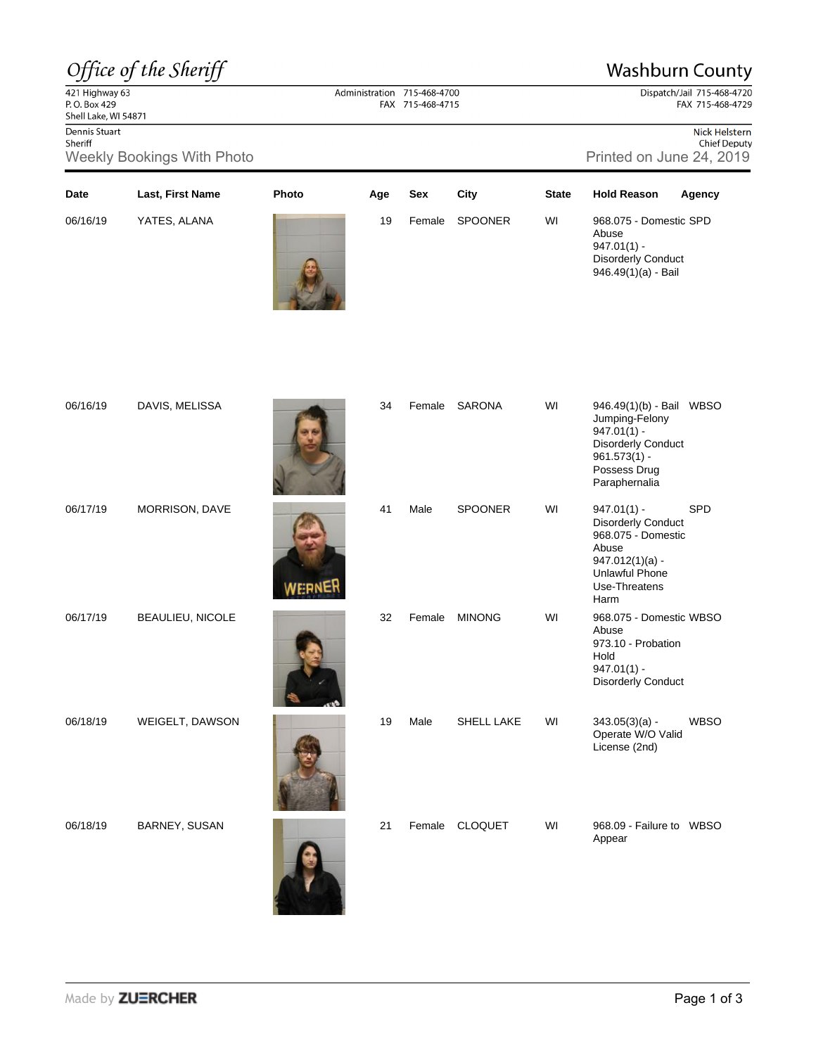*Office of the Sheriff*

# Washburn County

421 Highway 63
P. O. Box 429
Shell Lake, WI 54871

Administration 715-468-4700
FAX 715-468-4715

Dispatch/Jail 715-468-4720
FAX 715-468-4729

Dennis Stuart
Sheriff

Nick Helstern
Chief Deputy

## Weekly Bookings With Photo

Printed on June 24, 2019

| Date | Last, First Name | Photo | Age | Sex | City | State | Hold Reason | Agency |
|---|---|---|---|---|---|---|---|---|
| 06/16/19 | YATES, ALANA | | 19 | Female | SPOONER | WI | 968.075 - Domestic Abuse<br>947.01(1) - Disorderly Conduct<br>946.49(1)(a) - Bail | SPD |
| 06/16/19 | DAVIS, MELISSA | | 34 | Female | SARONA | WI | 946.49(1)(b) - Bail Jumping-Felony<br>947.01(1) - Disorderly Conduct<br>961.573(1) - Possess Drug Paraphernalia | WBSO |
| 06/17/19 | MORRISON, DAVE | | 41 | Male | SPOONER | WI | 947.01(1) - Disorderly Conduct<br>968.075 - Domestic Abuse<br>947.012(1)(a) - Unlawful Phone Use-Threatens Harm | SPD |
| 06/17/19 | BEAULIEU, NICOLE | | 32 | Female | MINONG | WI | 968.075 - Domestic Abuse<br>973.10 - Probation Hold<br>947.01(1) - Disorderly Conduct | WBSO |
| 06/18/19 | WEIGELT, DAWSON | | 19 | Male | SHELL LAKE | WI | 343.05(3)(a) - Operate W/O Valid License (2nd) | WBSO |
| 06/18/19 | BARNEY, SUSAN | | 21 | Female | CLOQUET | WI | 968.09 - Failure to Appear | WBSO |

Made by ZUERCHER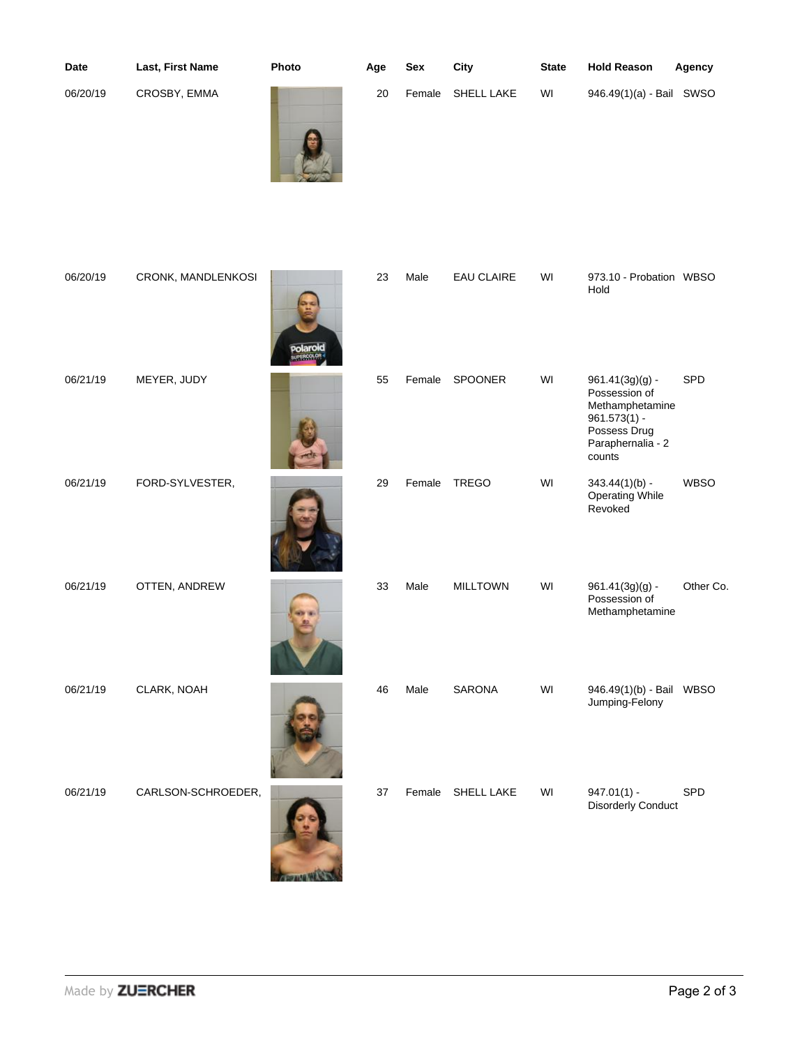| Date | Last, First Name | Photo | Age | Sex | City | State | Hold Reason | Agency |
|---|---|---|---|---|---|---|---|---|
| 06/20/19 | CROSBY, EMMA | | 20 | Female | SHELL LAKE | WI | 946.49(1)(a) - Bail | SWSO |
| 06/20/19 | CRONK, MANDLENKOSI | | 23 | Male | EAU CLAIRE | WI | 973.10 - Probation Hold | WBSO |
| 06/21/19 | MEYER, JUDY | | 55 | Female | SPOONER | WI | 961.41(3g)(g) - Possession of Methamphetamine 961.573(1) - Possess Drug Paraphernalia - 2 counts | SPD |
| 06/21/19 | FORD-SYLVESTER, | | 29 | Female | TREGO | WI | 343.44(1)(b) - Operating While Revoked | WBSO |
| 06/21/19 | OTTEN, ANDREW | | 33 | Male | MILLTOWN | WI | 961.41(3g)(g) - Possession of Methamphetamine | Other Co. |
| 06/21/19 | CLARK, NOAH | | 46 | Male | SARONA | WI | 946.49(1)(b) - Bail Jumping-Felony | WBSO |
| 06/21/19 | CARLSON-SCHROEDER, | | 37 | Female | SHELL LAKE | WI | 947.01(1) - Disorderly Conduct | SPD |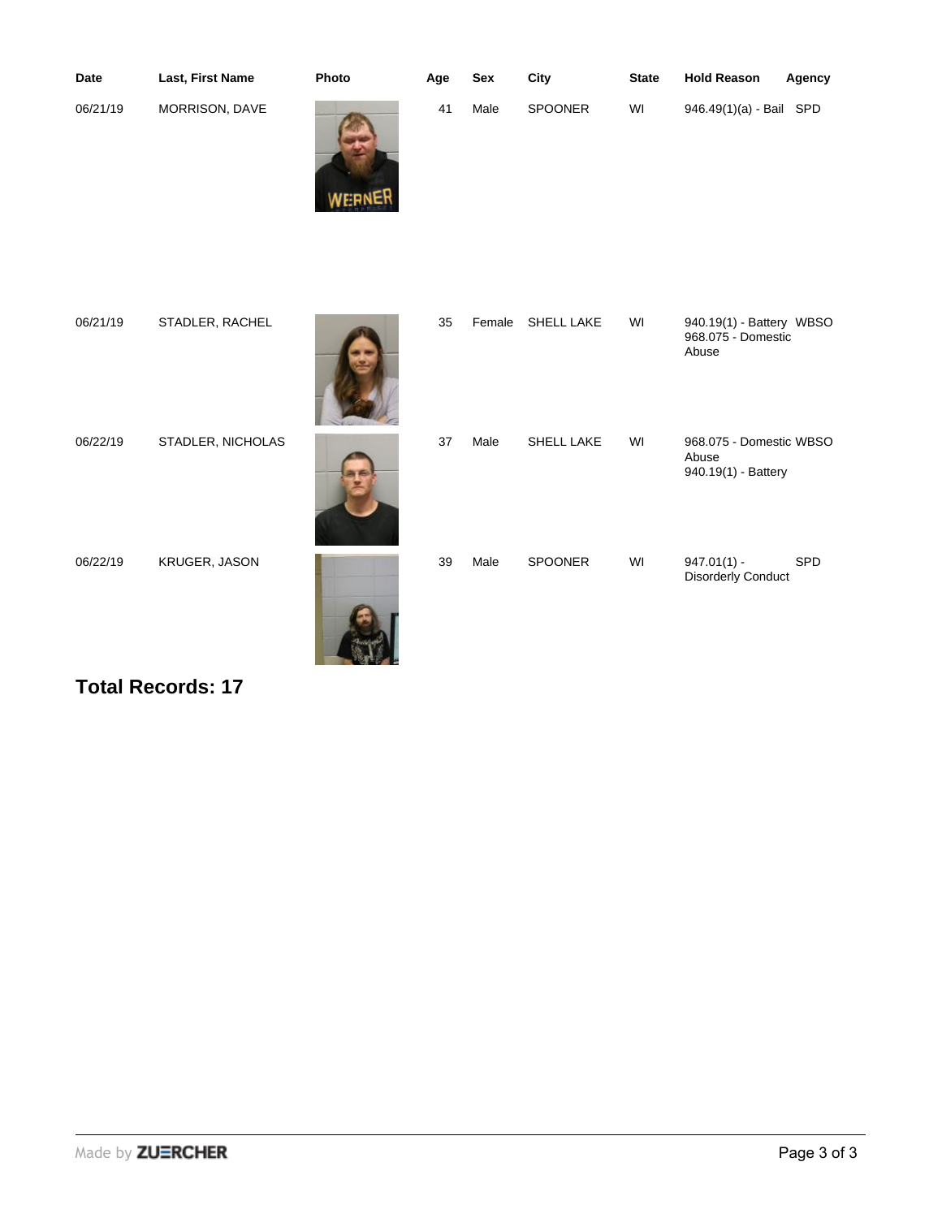| Date | Last, First Name | Photo | Age | Sex | City | State | Hold Reason | Agency |
|---|---|---|---|---|---|---|---|---|
| 06/21/19 | MORRISON, DAVE | | 41 | Male | SPOONER | WI | 946.49(1)(a) - Bail | SPD |
| 06/21/19 | STADLER, RACHEL | | 35 | Female | SHELL LAKE | WI | 940.19(1) - Battery 968.075 - Domestic Abuse | WBSO |
| 06/22/19 | STADLER, NICHOLAS | | 37 | Male | SHELL LAKE | WI | 968.075 - Domestic Abuse 940.19(1) - Battery | WBSO |
| 06/22/19 | KRUGER, JASON | | 39 | Male | SPOONER | WI | 947.01(1) - Disorderly Conduct | SPD |

**Total Records: 17**